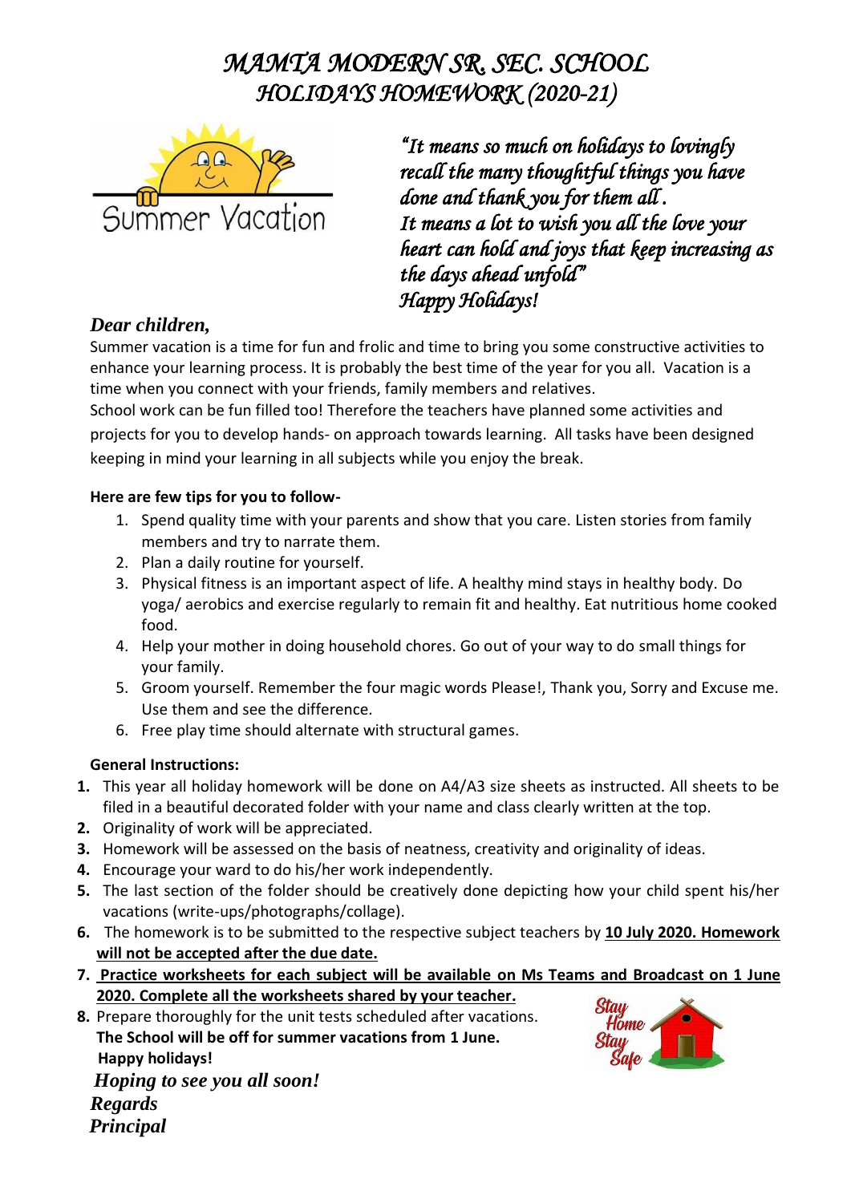# *MAMTA MODERN SR. SEC. SCHOOL*
## *HOLIDAYS HOMEWORK (2020-21)*

Summer Vacation

*"It means so much on holidays to lovingly recall the many thoughtful things you have done and thank you for them all.*
*It means a lot to wish you all the love your heart can hold and joys that keep increasing as the days ahead unfold"*
*Happy Holidays!*

***Dear children,***

Summer vacation is a time for fun and frolic and time to bring you some constructive activities to enhance your learning process. It is probably the best time of the year for you all. Vacation is a time when you connect with your friends, family members and relatives.

School work can be fun filled too! Therefore the teachers have planned some activities and projects for you to develop hands- on approach towards learning. All tasks have been designed keeping in mind your learning in all subjects while you enjoy the break.

**Here are few tips for you to follow-**

1. Spend quality time with your parents and show that you care. Listen stories from family members and try to narrate them.
2. Plan a daily routine for yourself.
3. Physical fitness is an important aspect of life. A healthy mind stays in healthy body. Do yoga/ aerobics and exercise regularly to remain fit and healthy. Eat nutritious home cooked food.
4. Help your mother in doing household chores. Go out of your way to do small things for your family.
5. Groom yourself. Remember the four magic words Please!, Thank you, Sorry and Excuse me. Use them and see the difference.
6. Free play time should alternate with structural games.

**General Instructions:**

1. This year all holiday homework will be done on A4/A3 size sheets as instructed. All sheets to be filed in a beautiful decorated folder with your name and class clearly written at the top.
2. Originality of work will be appreciated.
3. Homework will be assessed on the basis of neatness, creativity and originality of ideas.
4. Encourage your ward to do his/her work independently.
5. The last section of the folder should be creatively done depicting how your child spent his/her vacations (write-ups/photographs/collage).
6. The homework is to be submitted to the respective subject teachers by **10 July 2020. Homework will not be accepted after the due date.**
7. **Practice worksheets for each subject will be available on Ms Teams and Broadcast on 1 June 2020. Complete all the worksheets shared by your teacher.**
8. Prepare thoroughly for the unit tests scheduled after vacations.

**The School will be off for summer vacations from 1 June.**

**Happy holidays!**

Stay Home Stay Safe

***Hoping to see you all soon!***

***Regards***

***Principal***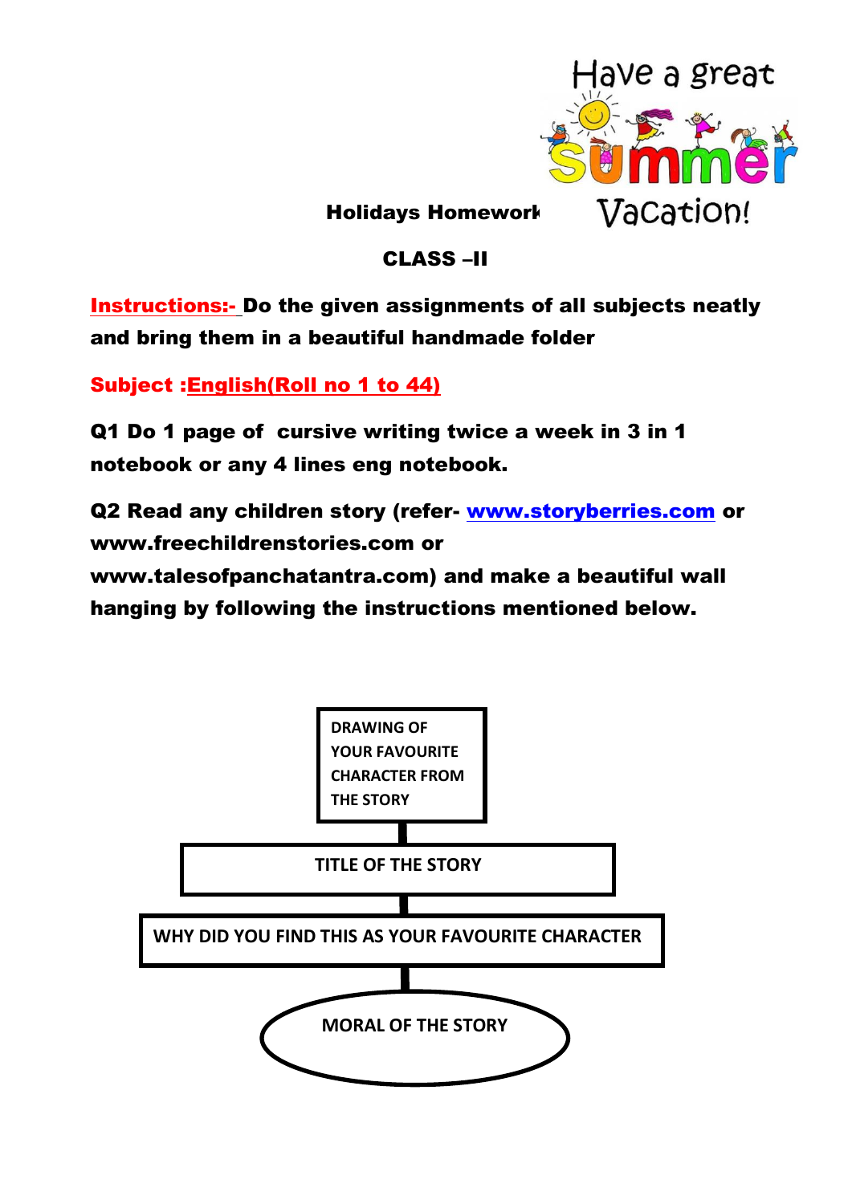Have a great Summer Vacation!

**Holidays Homework**

**CLASS –II**

**Instructions:-** **Do the given assignments of all subjects neatly and bring them in a beautiful handmade folder**

**Subject :English(Roll no 1 to 44)**

**Q1 Do 1 page of cursive writing twice a week in 3 in 1 notebook or any 4 lines eng notebook.**

**Q2 Read any children story (refer- www.storyberries.com or www.freechildrenstories.com or www.talesofpanchatantra.com) and make a beautiful wall hanging by following the instructions mentioned below.**

DRAWING OF YOUR FAVOURITE CHARACTER FROM THE STORY

TITLE OF THE STORY

WHY DID YOU FIND THIS AS YOUR FAVOURITE CHARACTER

MORAL OF THE STORY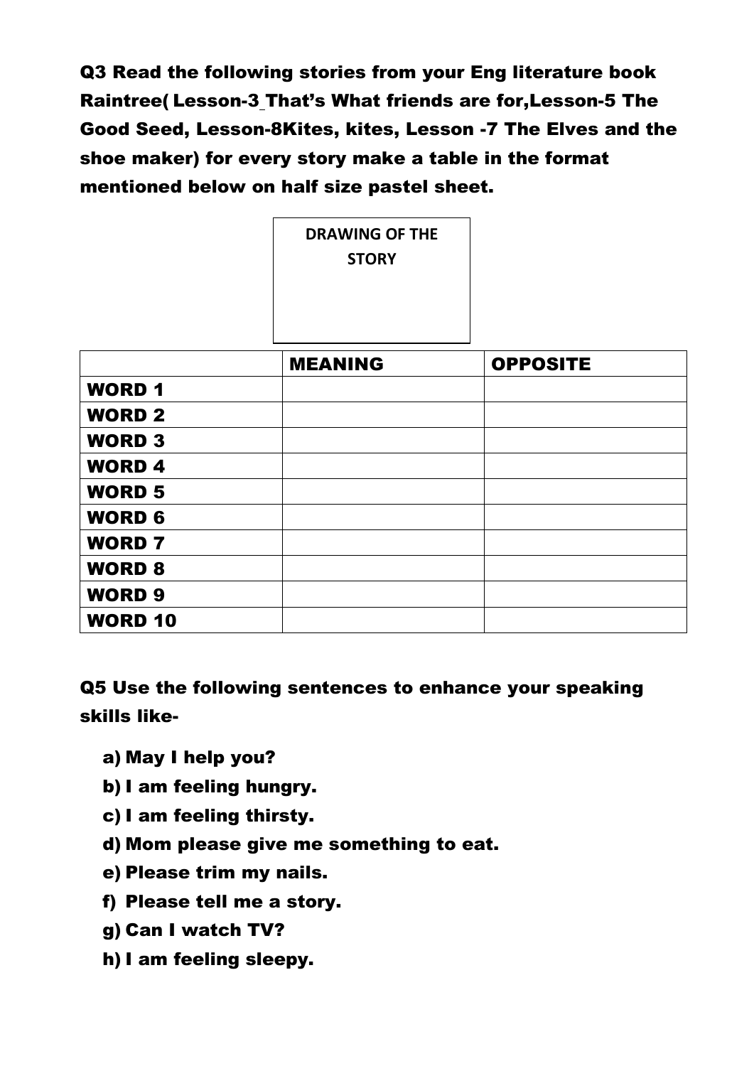**Q3 Read the following stories from your Eng literature book Raintree( Lesson-3 That's What friends are for,Lesson-5 The Good Seed, Lesson-8Kites, kites, Lesson -7 The Elves and the shoe maker) for every story make a table in the format mentioned below on half size pastel sheet.**

| DRAWING OF THE STORY |
| --- |
| |

| | MEANING | OPPOSITE |
| --- | --- | --- |
| **WORD 1** | | |
| **WORD 2** | | |
| **WORD 3** | | |
| **WORD 4** | | |
| **WORD 5** | | |
| **WORD 6** | | |
| **WORD 7** | | |
| **WORD 8** | | |
| **WORD 9** | | |
| **WORD 10** | | |

**Q5 Use the following sentences to enhance your speaking skills like-**

a) **May I help you?**
b) **I am feeling hungry.**
c) **I am feeling thirsty.**
d) **Mom please give me something to eat.**
e) **Please trim my nails.**
f) **Please tell me a story.**
g) **Can I watch TV?**
h) **I am feeling sleepy.**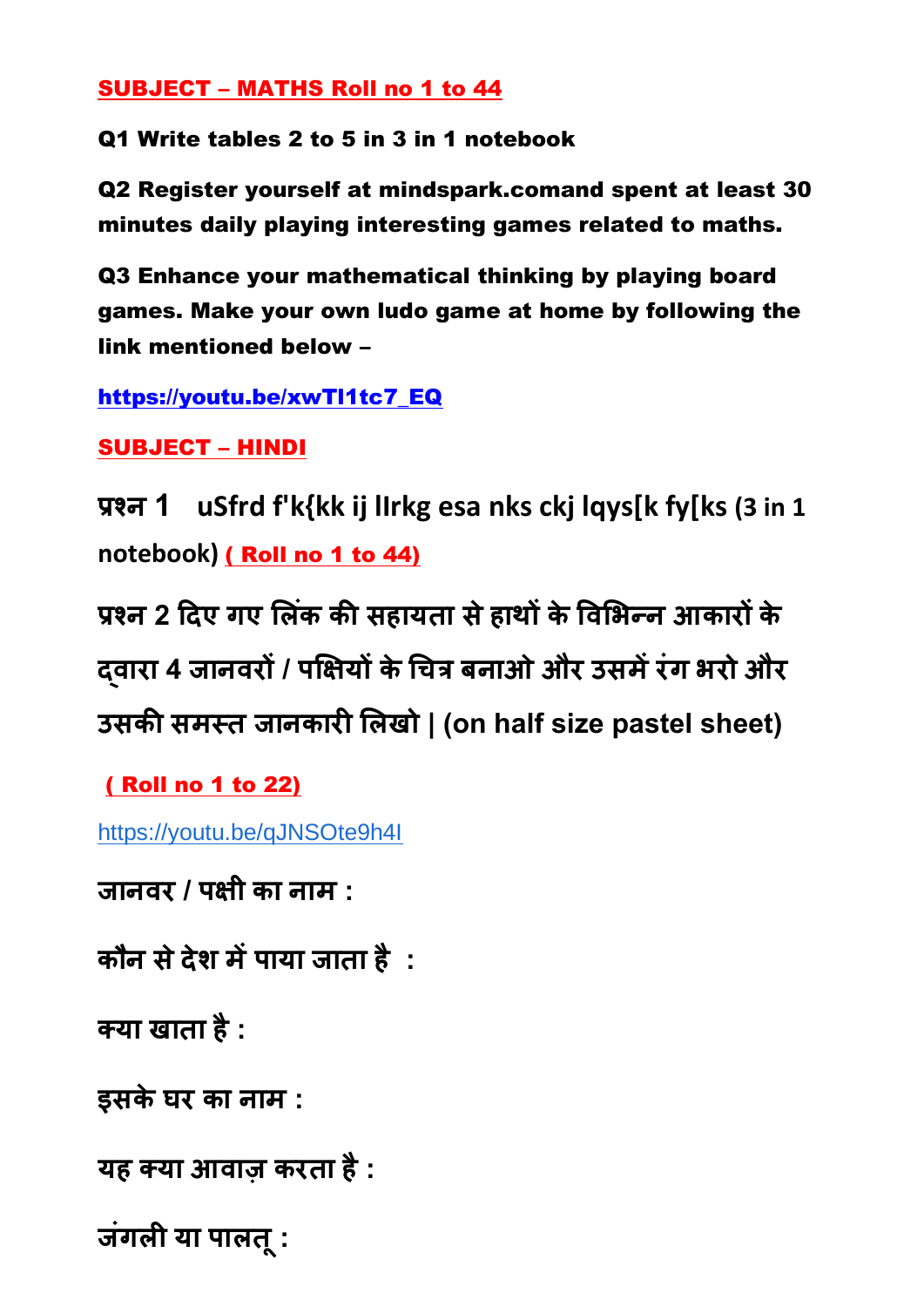**SUBJECT – MATHS Roll no 1 to 44**

**Q1 Write tables 2 to 5 in 3 in 1 notebook**

**Q2 Register yourself at mindspark.comand spent at least 30 minutes daily playing interesting games related to maths.**

**Q3 Enhance your mathematical thinking by playing board games. Make your own ludo game at home by following the link mentioned below –**

**https://youtu.be/xwTl1tc7_EQ**

**SUBJECT – HINDI**

**प्रश्न 1 uSfrd f'k{kk ij llrkg esa nks ckj lqys[k fy[ks (3 in 1 notebook) ( Roll no 1 to 44)**

**प्रश्न 2 दिए गए लिंक की सहायता से हाथों के विभिन्न आकारों के द्वारा 4 जानवरों / पक्षियों के चित्र बनाओ और उसमें रंग भरो और उसकी समस्त जानकारी लिखो | (on half size pastel sheet)**

**( Roll no 1 to 22)**

https://youtu.be/qJNSOte9h4I

**जानवर / पक्षी का नाम :**

**कौन से देश में पाया जाता है :**

**क्या खाता है :**

**इसके घर का नाम :**

**यह क्या आवाज़ करता है :**

**जंगली या पालतू :**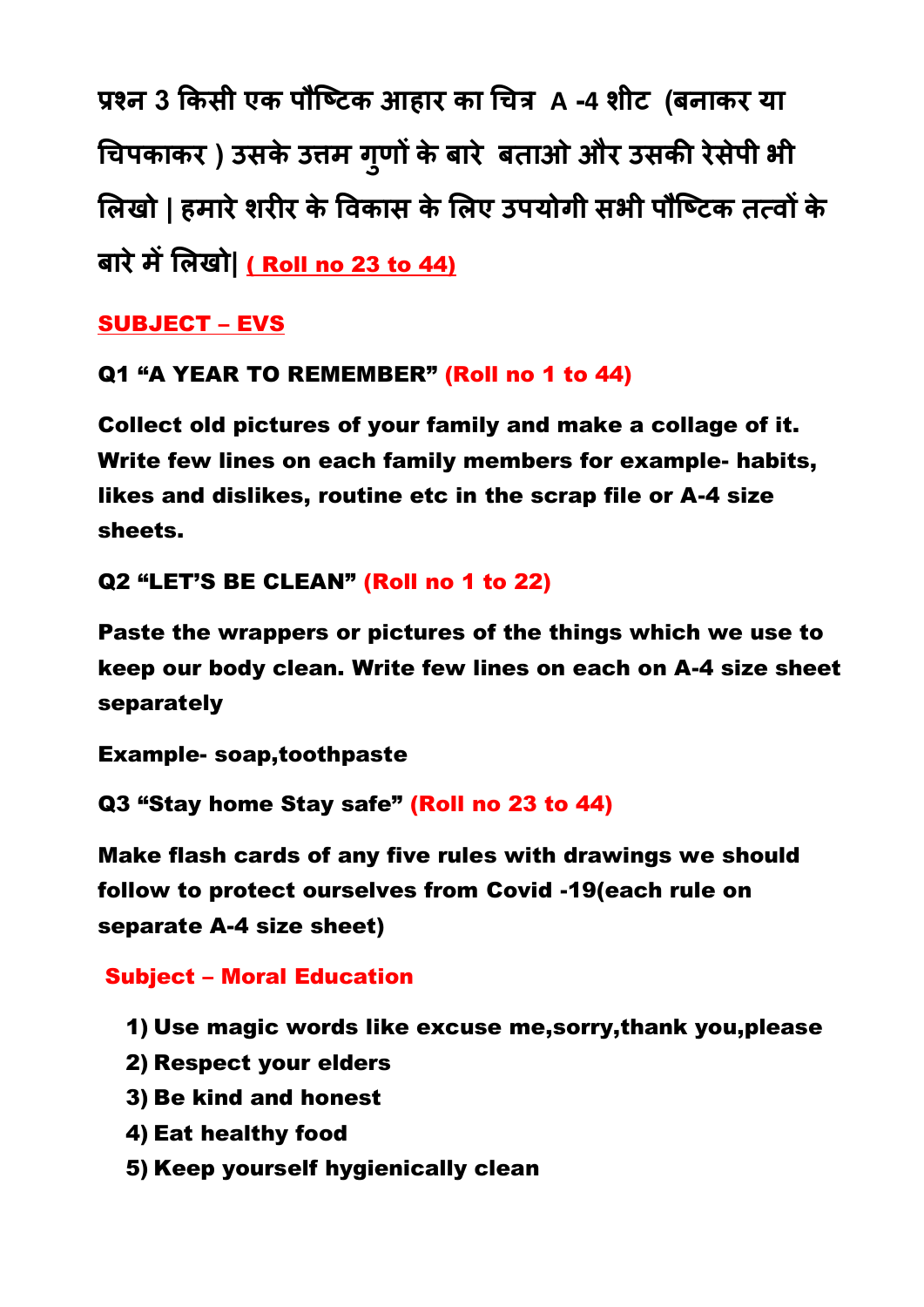**प्रश्न 3 किसी एक पौष्टिक आहार का चित्र A -4 शीट (बनाकर या चिपकाकर ) उसके उत्तम गुणों के बारे बताओ और उसकी रेसेपी भी लिखो | हमारे शरीर के विकास के लिए उपयोगी सभी पौष्टिक तत्वों के बारे में लिखो| ( Roll no 23 to 44)**

## SUBJECT – EVS

**Q1 "A YEAR TO REMEMBER" (Roll no 1 to 44)**

**Collect old pictures of your family and make a collage of it. Write few lines on each family members for example- habits, likes and dislikes, routine etc in the scrap file or A-4 size sheets.**

**Q2 "LET'S BE CLEAN" (Roll no 1 to 22)**

**Paste the wrappers or pictures of the things which we use to keep our body clean. Write few lines on each on A-4 size sheet separately**

**Example- soap,toothpaste**

**Q3 "Stay home Stay safe" (Roll no 23 to 44)**

**Make flash cards of any five rules with drawings we should follow to protect ourselves from Covid -19(each rule on separate A-4 size sheet)**

## Subject – Moral Education

1) **Use magic words like excuse me,sorry,thank you,please**
2) **Respect your elders**
3) **Be kind and honest**
4) **Eat healthy food**
5) **Keep yourself hygienically clean**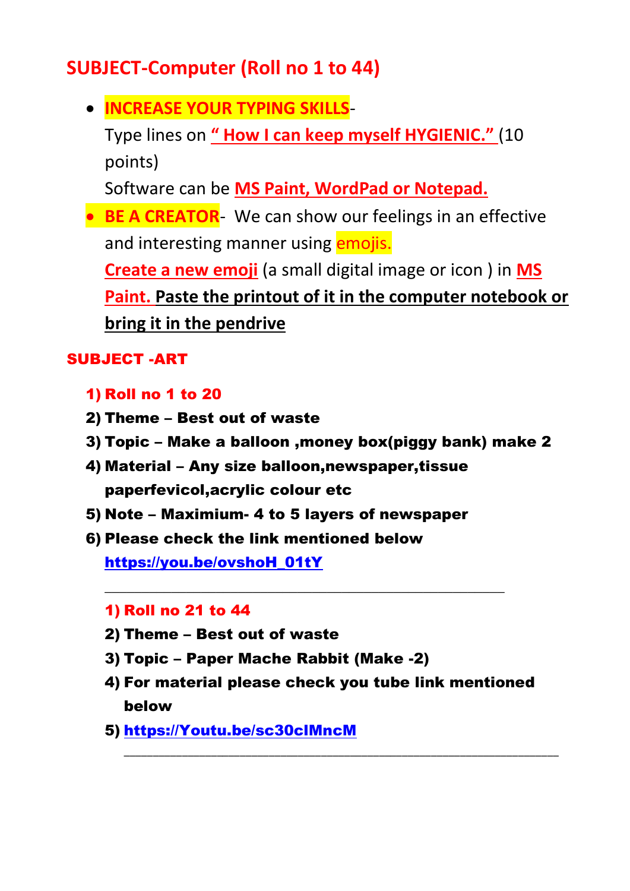## SUBJECT-Computer (Roll no 1 to 44)

- **INCREASE YOUR TYPING SKILLS**-
  Type lines on **" How I can keep myself HYGIENIC."** (10 points)
  Software can be **MS Paint, WordPad or Notepad.**
- **BE A CREATOR**- We can show our feelings in an effective and interesting manner using emojis.
  **Create a new emoji** (a small digital image or icon ) in **MS Paint.** **Paste the printout of it in the computer notebook or bring it in the pendrive**

## SUBJECT -ART

1) **Roll no 1 to 20**
2) **Theme – Best out of waste**
3) **Topic – Make a balloon ,money box(piggy bank) make 2**
4) **Material – Any size balloon,newspaper,tissue paperfevicol,acrylic colour etc**
5) **Note – Maximium- 4 to 5 layers of newspaper**
6) **Please check the link mentioned below**
   **https://you.be/ovshoH_01tY**

---

1) **Roll no 21 to 44**
2) **Theme – Best out of waste**
3) **Topic – Paper Mache Rabbit (Make -2)**
4) **For material please check you tube link mentioned below**
5) **https://Youtu.be/sc30clMncM**

---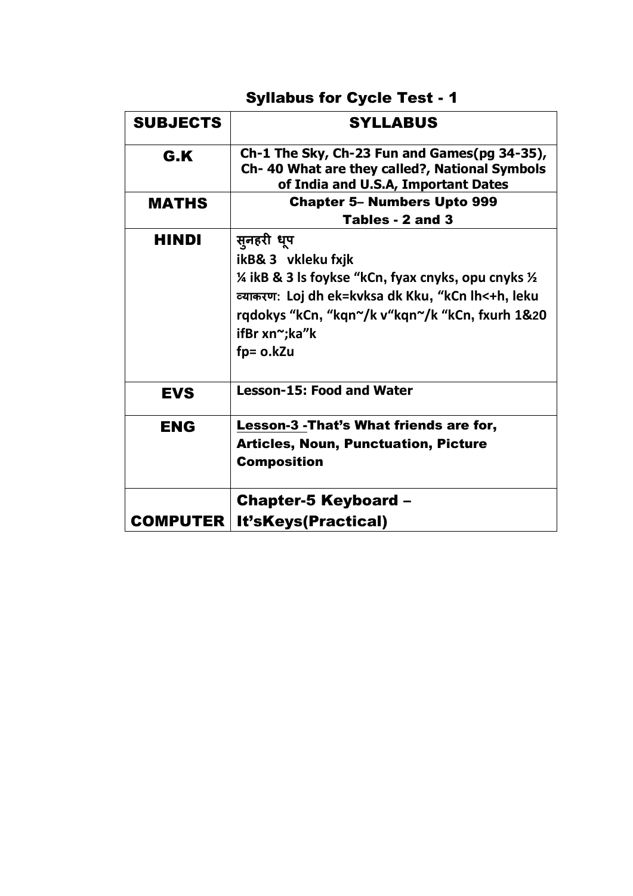# Syllabus for Cycle Test - 1

| SUBJECTS | SYLLABUS |
|---|---|
| G.K | Ch-1 The Sky, Ch-23 Fun and Games(pg 34-35), Ch- 40 What are they called?, National Symbols of India and U.S.A, Important Dates |
| MATHS | Chapter 5– Numbers Upto 999<br>Tables - 2 and 3 |
| HINDI | सुनहरी धूप<br>ikB& 3 vkleku fxjk<br>¼ ikB & 3 ls foykse "kCn, fyax cnyks, opu cnyks ½<br>व्याकरण: Loj dh ek=kvksa dk Kku, "kCn lh<+h, leku rqdokys "kCn, "kqn~/k v"kqn~/k "kCn, fxurh 1&20 ifBr xn~;ka"k<br>fp= o.kZu |
| EVS | Lesson-15: Food and Water |
| ENG | Lesson-3 -That's What friends are for, Articles, Noun, Punctuation, Picture Composition |
| COMPUTER | Chapter-5 Keyboard – It'sKeys(Practical) |